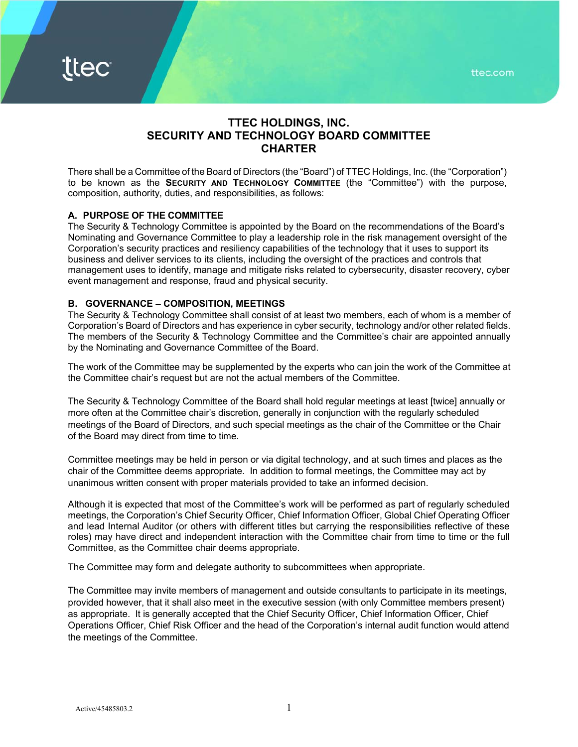# TTEC HOLDINGS, INC.
# SECURITY AND TECHNOLOGY BOARD COMMITTEE
# CHARTER

There shall be a Committee of the Board of Directors (the "Board") of TTEC Holdings, Inc. (the "Corporation") to be known as the **Security and Technology Committee** (the "Committee") with the purpose, composition, authority, duties, and responsibilities, as follows:

## A. PURPOSE OF THE COMMITTEE

The Security & Technology Committee is appointed by the Board on the recommendations of the Board's Nominating and Governance Committee to play a leadership role in the risk management oversight of the Corporation's security practices and resiliency capabilities of the technology that it uses to support its business and deliver services to its clients, including the oversight of the practices and controls that management uses to identify, manage and mitigate risks related to cybersecurity, disaster recovery, cyber event management and response, fraud and physical security.

## B. GOVERNANCE – COMPOSITION, MEETINGS

The Security & Technology Committee shall consist of at least two members, each of whom is a member of Corporation's Board of Directors and has experience in cyber security, technology and/or other related fields. The members of the Security & Technology Committee and the Committee's chair are appointed annually by the Nominating and Governance Committee of the Board.

The work of the Committee may be supplemented by the experts who can join the work of the Committee at the Committee chair's request but are not the actual members of the Committee.

The Security & Technology Committee of the Board shall hold regular meetings at least [twice] annually or more often at the Committee chair's discretion, generally in conjunction with the regularly scheduled meetings of the Board of Directors, and such special meetings as the chair of the Committee or the Chair of the Board may direct from time to time.

Committee meetings may be held in person or via digital technology, and at such times and places as the chair of the Committee deems appropriate. In addition to formal meetings, the Committee may act by unanimous written consent with proper materials provided to take an informed decision.

Although it is expected that most of the Committee's work will be performed as part of regularly scheduled meetings, the Corporation's Chief Security Officer, Chief Information Officer, Global Chief Operating Officer and lead Internal Auditor (or others with different titles but carrying the responsibilities reflective of these roles) may have direct and independent interaction with the Committee chair from time to time or the full Committee, as the Committee chair deems appropriate.

The Committee may form and delegate authority to subcommittees when appropriate.

The Committee may invite members of management and outside consultants to participate in its meetings, provided however, that it shall also meet in the executive session (with only Committee members present) as appropriate. It is generally accepted that the Chief Security Officer, Chief Information Officer, Chief Operations Officer, Chief Risk Officer and the head of the Corporation's internal audit function would attend the meetings of the Committee.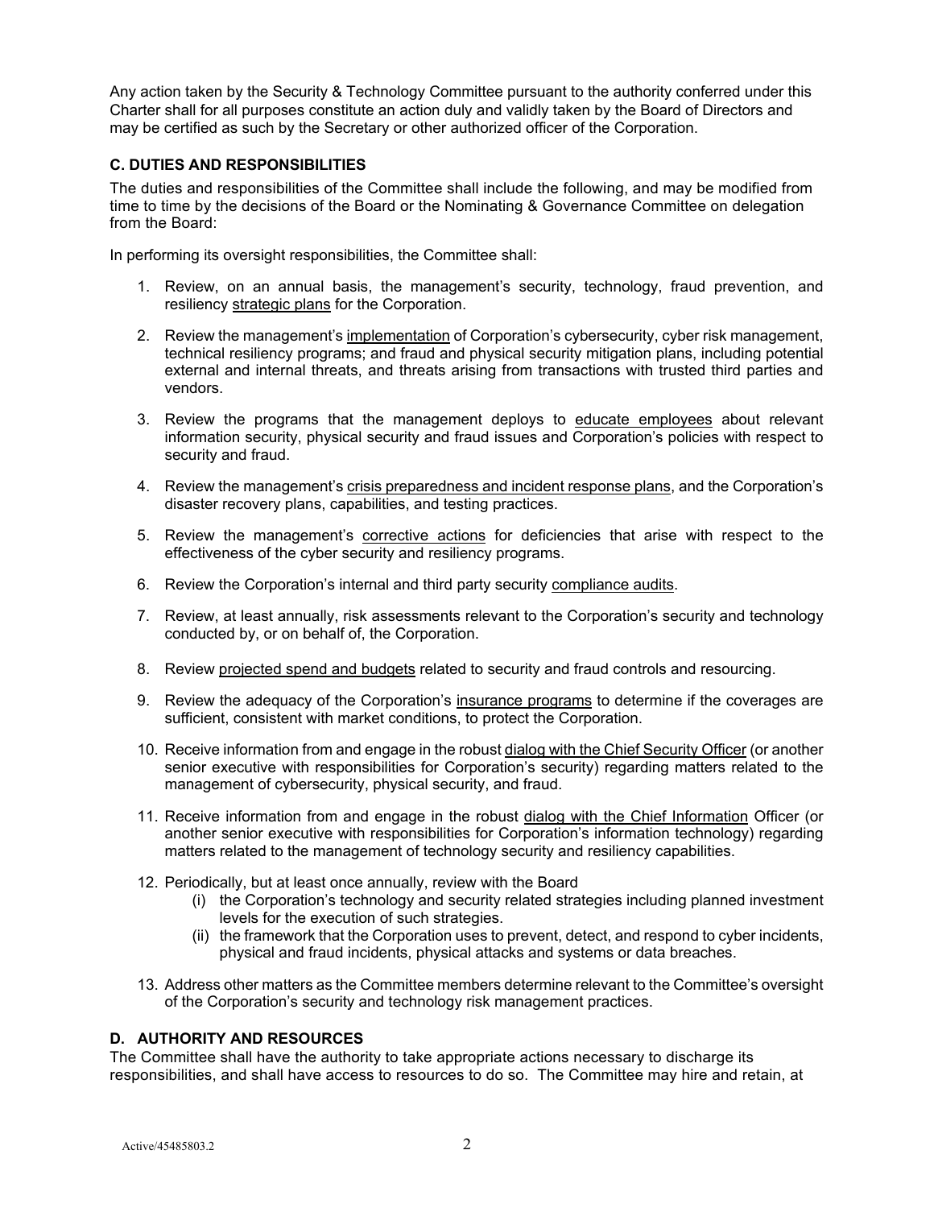Any action taken by the Security & Technology Committee pursuant to the authority conferred under this Charter shall for all purposes constitute an action duly and validly taken by the Board of Directors and may be certified as such by the Secretary or other authorized officer of the Corporation.

### C. DUTIES AND RESPONSIBILITIES

The duties and responsibilities of the Committee shall include the following, and may be modified from time to time by the decisions of the Board or the Nominating & Governance Committee on delegation from the Board:

In performing its oversight responsibilities, the Committee shall:

1. Review, on an annual basis, the management's security, technology, fraud prevention, and resiliency strategic plans for the Corporation.
2. Review the management's implementation of Corporation's cybersecurity, cyber risk management, technical resiliency programs; and fraud and physical security mitigation plans, including potential external and internal threats, and threats arising from transactions with trusted third parties and vendors.
3. Review the programs that the management deploys to educate employees about relevant information security, physical security and fraud issues and Corporation's policies with respect to security and fraud.
4. Review the management's crisis preparedness and incident response plans, and the Corporation's disaster recovery plans, capabilities, and testing practices.
5. Review the management's corrective actions for deficiencies that arise with respect to the effectiveness of the cyber security and resiliency programs.
6. Review the Corporation's internal and third party security compliance audits.
7. Review, at least annually, risk assessments relevant to the Corporation's security and technology conducted by, or on behalf of, the Corporation.
8. Review projected spend and budgets related to security and fraud controls and resourcing.
9. Review the adequacy of the Corporation's insurance programs to determine if the coverages are sufficient, consistent with market conditions, to protect the Corporation.
10. Receive information from and engage in the robust dialog with the Chief Security Officer (or another senior executive with responsibilities for Corporation's security) regarding matters related to the management of cybersecurity, physical security, and fraud.
11. Receive information from and engage in the robust dialog with the Chief Information Officer (or another senior executive with responsibilities for Corporation's information technology) regarding matters related to the management of technology security and resiliency capabilities.
12. Periodically, but at least once annually, review with the Board
    - (i) the Corporation's technology and security related strategies including planned investment levels for the execution of such strategies.
    - (ii) the framework that the Corporation uses to prevent, detect, and respond to cyber incidents, physical and fraud incidents, physical attacks and systems or data breaches.
13. Address other matters as the Committee members determine relevant to the Committee's oversight of the Corporation's security and technology risk management practices.

### D. AUTHORITY AND RESOURCES

The Committee shall have the authority to take appropriate actions necessary to discharge its responsibilities, and shall have access to resources to do so. The Committee may hire and retain, at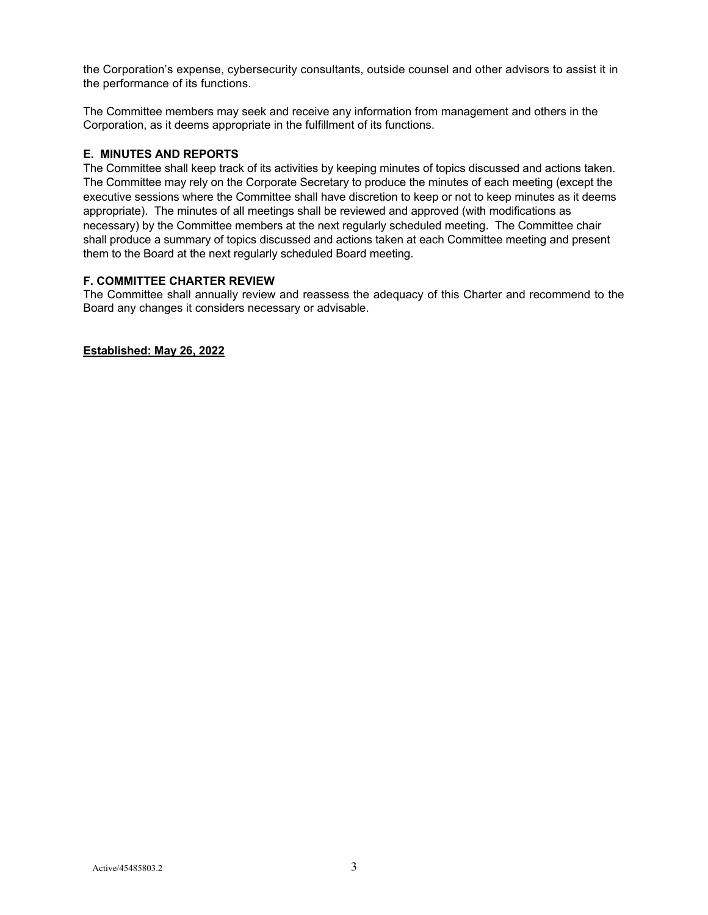the Corporation's expense, cybersecurity consultants, outside counsel and other advisors to assist it in the performance of its functions.

The Committee members may seek and receive any information from management and others in the Corporation, as it deems appropriate in the fulfillment of its functions.

### E. MINUTES AND REPORTS

The Committee shall keep track of its activities by keeping minutes of topics discussed and actions taken. The Committee may rely on the Corporate Secretary to produce the minutes of each meeting (except the executive sessions where the Committee shall have discretion to keep or not to keep minutes as it deems appropriate). The minutes of all meetings shall be reviewed and approved (with modifications as necessary) by the Committee members at the next regularly scheduled meeting. The Committee chair shall produce a summary of topics discussed and actions taken at each Committee meeting and present them to the Board at the next regularly scheduled Board meeting.

### F. COMMITTEE CHARTER REVIEW

The Committee shall annually review and reassess the adequacy of this Charter and recommend to the Board any changes it considers necessary or advisable.

**Established: May 26, 2022**